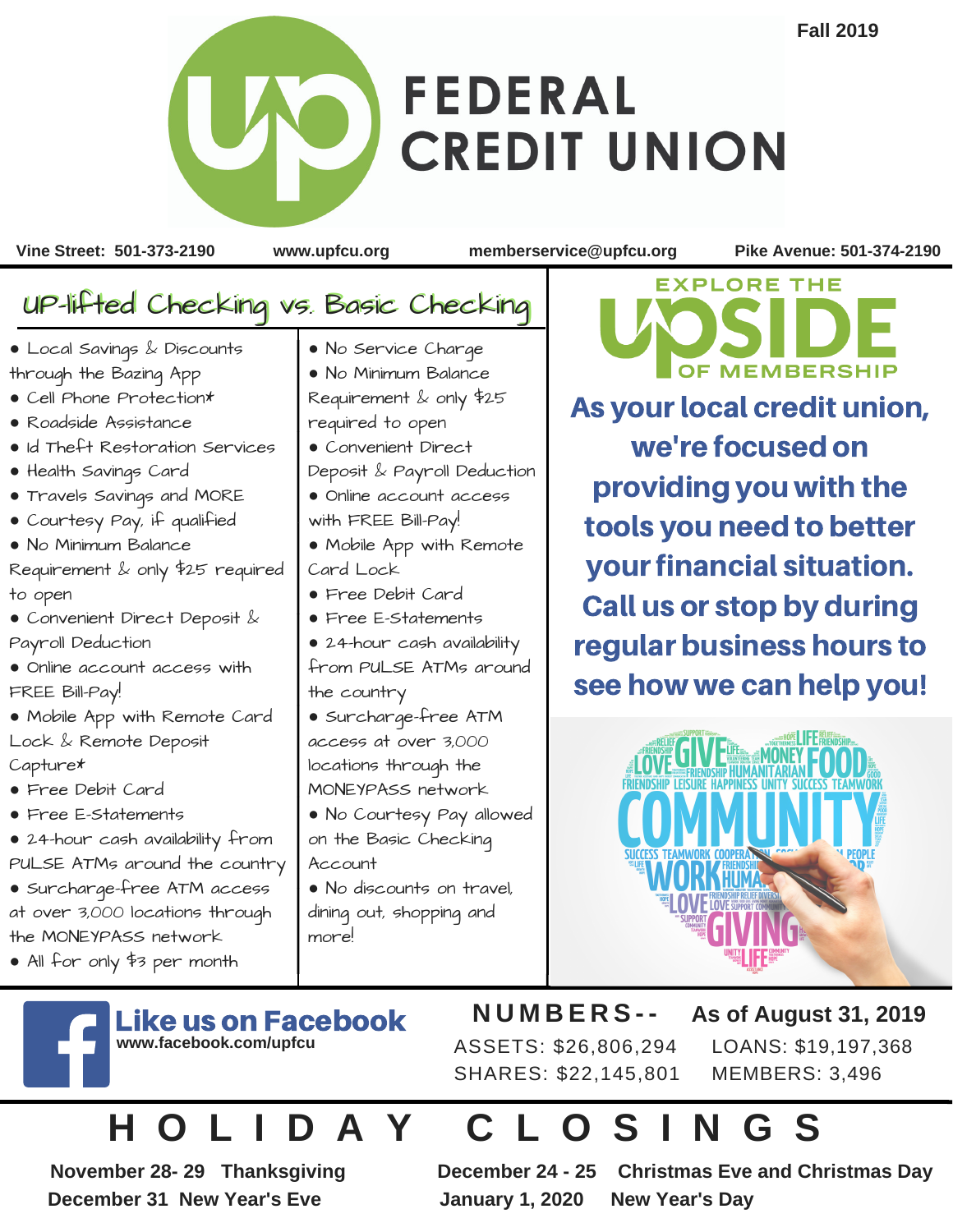Fall 2019

# UP FEDERAL CREDIT UNION

Vine Street: 501-373-2190 | www.upfcu.org | memberservice@upfcu.org | Pike Avenue: 501-374-2190

## UP-lifted Checking vs. Basic Checking

| UP-lifted Checking | Basic Checking |
|---|---|
| • Local Savings & Discounts through the Bazing App<br>• Cell Phone Protection*<br>• Roadside Assistance<br>• Id Theft Restoration Services<br>• Health Savings Card<br>• Travels Savings and MORE<br>• Courtesy Pay, if qualified<br>• No Minimum Balance Requirement & only $25 required to open<br>• Convenient Direct Deposit & Payroll Deduction<br>• Online account access with FREE Bill-Pay!<br>• Mobile App with Remote Card Lock & Remote Deposit Capture*<br>• Free Debit Card<br>• Free E-Statements<br>• 24-hour cash availability from PULSE ATMs around the country<br>• Surcharge-free ATM access at over 3,000 locations through the MONEYPASS network<br>• All for only $3 per month | • No Service Charge<br>• No Minimum Balance Requirement & only $25 required to open<br>• Convenient Direct Deposit & Payroll Deduction<br>• Online account access with FREE Bill-Pay!<br>• Mobile App with Remote Card Lock<br>• Free Debit Card<br>• Free E-Statements<br>• 24-hour cash availability from PULSE ATMs around the country<br>• Surcharge-free ATM access at over 3,000 locations through the MONEYPASS network<br>• No Courtesy Pay allowed on the Basic Checking Account<br>• No discounts on travel, dining out, shopping and more! |

## EXPLORE THE UPSIDE OF MEMBERSHIP

**As your local credit union, we're focused on providing you with the tools you need to better your financial situation. Call us or stop by during regular business hours to see how we can help you!**

**Like us on Facebook**
www.facebook.com/upfcu

**NUMBERS-- As of August 31, 2019**

ASSETS: $26,806,294 LOANS: $19,197,368
SHARES: $22,145,801 MEMBERS: 3,496

## HOLIDAY CLOSINGS

**November 28- 29 Thanksgiving**
**December 31 New Year's Eve**
**December 24 - 25 Christmas Eve and Christmas Day**
**January 1, 2020 New Year's Day**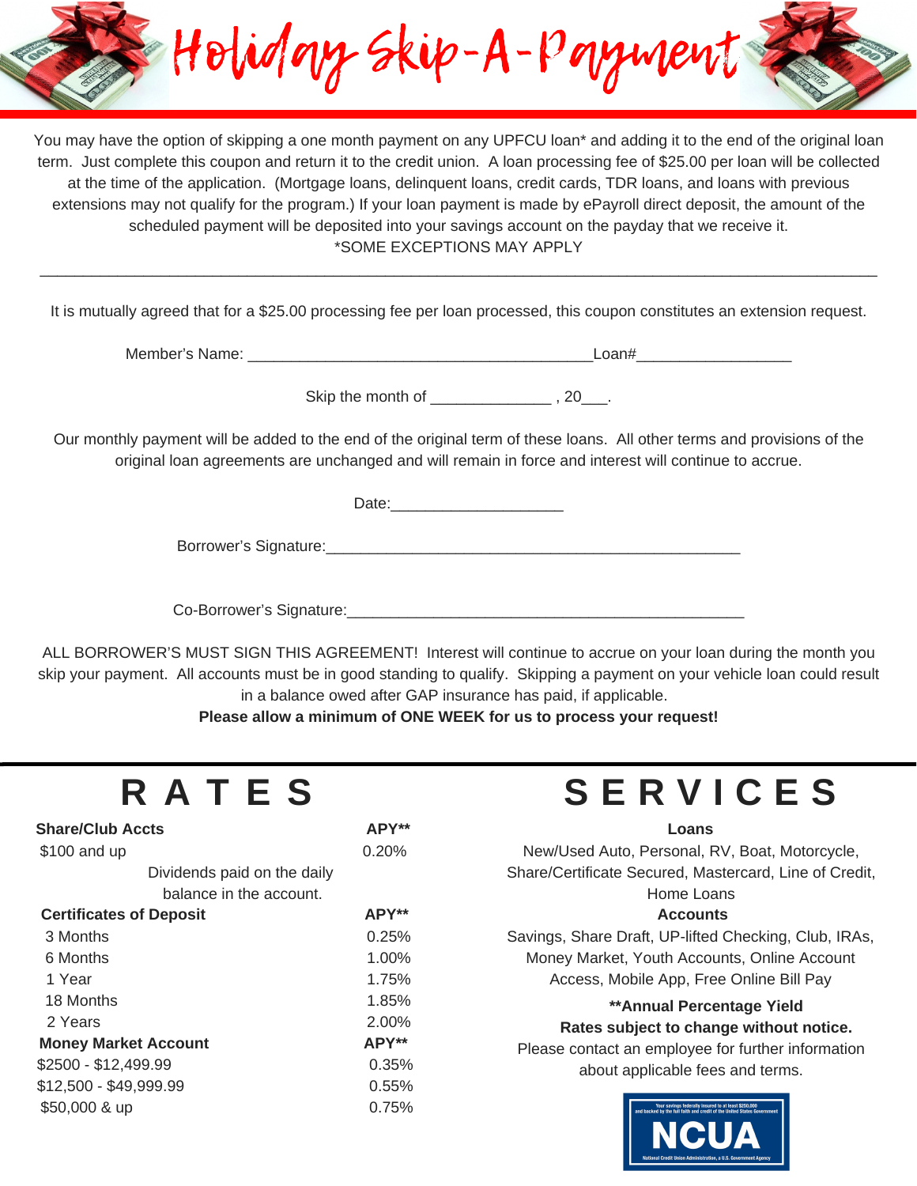# Holiday Skip-A-Payment

You may have the option of skipping a one month payment on any UPFCU loan* and adding it to the end of the original loan term. Just complete this coupon and return it to the credit union. A loan processing fee of $25.00 per loan will be collected at the time of the application. (Mortgage loans, delinquent loans, credit cards, TDR loans, and loans with previous extensions may not qualify for the program.) If your loan payment is made by ePayroll direct deposit, the amount of the scheduled payment will be deposited into your savings account on the payday that we receive it.

*SOME EXCEPTIONS MAY APPLY

---

It is mutually agreed that for a $25.00 processing fee per loan processed, this coupon constitutes an extension request.

Member's Name: ________________________________________Loan#_________________

Skip the month of ______________ , 20___.

Our monthly payment will be added to the end of the original term of these loans. All other terms and provisions of the original loan agreements are unchanged and will remain in force and interest will continue to accrue.

Date:____________________

Borrower's Signature:________________________________________________

Co-Borrower's Signature:______________________________________________

ALL BORROWER'S MUST SIGN THIS AGREEMENT! Interest will continue to accrue on your loan during the month you skip your payment. All accounts must be in good standing to qualify. Skipping a payment on your vehicle loan could result in a balance owed after GAP insurance has paid, if applicable.

**Please allow a minimum of ONE WEEK for us to process your request!**

## RATES

| **Share/Club Accts** | **APY**** |
|---|---|
| $100 and up | 0.20% |
| Dividends paid on the daily balance in the account. | |
| **Certificates of Deposit** | **APY**** |
| 3 Months | 0.25% |
| 6 Months | 1.00% |
| 1 Year | 1.75% |
| 18 Months | 1.85% |
| 2 Years | 2.00% |
| **Money Market Account** | **APY**** |
| $2500 - $12,499.99 | 0.35% |
| $12,500 - $49,999.99 | 0.55% |
| $50,000 & up | 0.75% |

## SERVICES

**Loans**

New/Used Auto, Personal, RV, Boat, Motorcycle, Share/Certificate Secured, Mastercard, Line of Credit, Home Loans

**Accounts**

Savings, Share Draft, UP-lifted Checking, Club, IRAs, Money Market, Youth Accounts, Online Account Access, Mobile App, Free Online Bill Pay

****Annual Percentage Yield**

**Rates subject to change without notice.**

Please contact an employee for further information about applicable fees and terms.

Your savings federally insured to at least $250,000 and backed by the full faith and credit of the United States Government

NCUA

National Credit Union Administration, a U.S. Government Agency